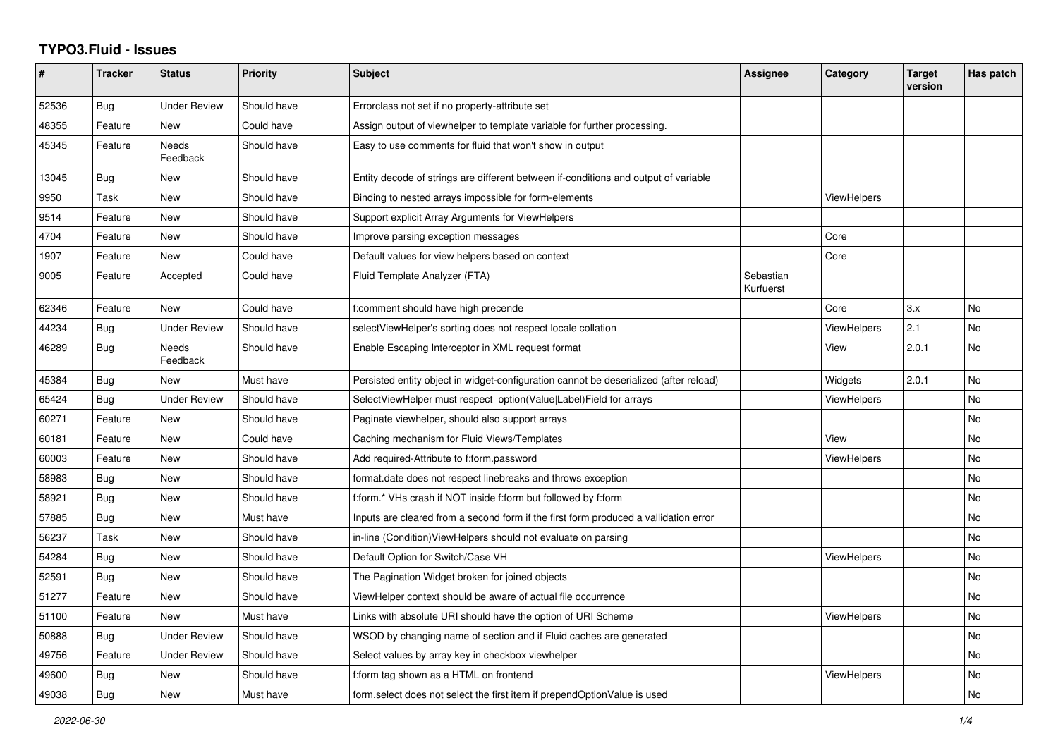# TYPO3.Fluid - Issues

| # | Tracker | Status | Priority | Subject | Assignee | Category | Target version | Has patch |
|---|---|---|---|---|---|---|---|---|
| 52536 | Bug | Under Review | Should have | Errorclass not set if no property-attribute set | | | | |
| 48355 | Feature | New | Could have | Assign output of viewhelper to template variable for further processing. | | | | |
| 45345 | Feature | Needs Feedback | Should have | Easy to use comments for fluid that won't show in output | | | | |
| 13045 | Bug | New | Should have | Entity decode of strings are different between if-conditions and output of variable | | | | |
| 9950 | Task | New | Should have | Binding to nested arrays impossible for form-elements | | ViewHelpers | | |
| 9514 | Feature | New | Should have | Support explicit Array Arguments for ViewHelpers | | | | |
| 4704 | Feature | New | Should have | Improve parsing exception messages | | Core | | |
| 1907 | Feature | New | Could have | Default values for view helpers based on context | | Core | | |
| 9005 | Feature | Accepted | Could have | Fluid Template Analyzer (FTA) | Sebastian Kurfuerst | | | |
| 62346 | Feature | New | Could have | f:comment should have high precende | | Core | 3.x | No |
| 44234 | Bug | Under Review | Should have | selectViewHelper's sorting does not respect locale collation | | ViewHelpers | 2.1 | No |
| 46289 | Bug | Needs Feedback | Should have | Enable Escaping Interceptor in XML request format | | View | 2.0.1 | No |
| 45384 | Bug | New | Must have | Persisted entity object in widget-configuration cannot be deserialized (after reload) | | Widgets | 2.0.1 | No |
| 65424 | Bug | Under Review | Should have | SelectViewHelper must respect option(Value\|Label)Field for arrays | | ViewHelpers | | No |
| 60271 | Feature | New | Should have | Paginate viewhelper, should also support arrays | | | | No |
| 60181 | Feature | New | Could have | Caching mechanism for Fluid Views/Templates | | View | | No |
| 60003 | Feature | New | Should have | Add required-Attribute to f:form.password | | ViewHelpers | | No |
| 58983 | Bug | New | Should have | format.date does not respect linebreaks and throws exception | | | | No |
| 58921 | Bug | New | Should have | f:form.* VHs crash if NOT inside f:form but followed by f:form | | | | No |
| 57885 | Bug | New | Must have | Inputs are cleared from a second form if the first form produced a vallidation error | | | | No |
| 56237 | Task | New | Should have | in-line (Condition)ViewHelpers should not evaluate on parsing | | | | No |
| 54284 | Bug | New | Should have | Default Option for Switch/Case VH | | ViewHelpers | | No |
| 52591 | Bug | New | Should have | The Pagination Widget broken for joined objects | | | | No |
| 51277 | Feature | New | Should have | ViewHelper context should be aware of actual file occurrence | | | | No |
| 51100 | Feature | New | Must have | Links with absolute URI should have the option of URI Scheme | | ViewHelpers | | No |
| 50888 | Bug | Under Review | Should have | WSOD by changing name of section and if Fluid caches are generated | | | | No |
| 49756 | Feature | Under Review | Should have | Select values by array key in checkbox viewhelper | | | | No |
| 49600 | Bug | New | Should have | f:form tag shown as a HTML on frontend | | ViewHelpers | | No |
| 49038 | Bug | New | Must have | form.select does not select the first item if prependOptionValue is used | | | | No |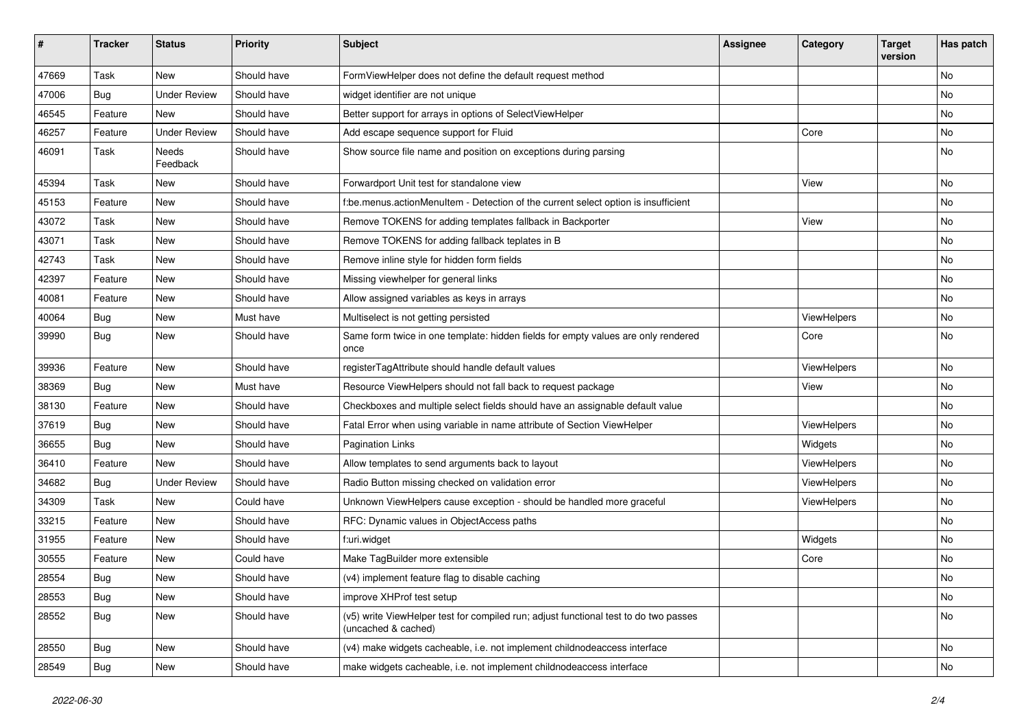| # | Tracker | Status | Priority | Subject | Assignee | Category | Target version | Has patch |
|---|---|---|---|---|---|---|---|---|
| 47669 | Task | New | Should have | FormViewHelper does not define the default request method | | | | No |
| 47006 | Bug | Under Review | Should have | widget identifier are not unique | | | | No |
| 46545 | Feature | New | Should have | Better support for arrays in options of SelectViewHelper | | | | No |
| 46257 | Feature | Under Review | Should have | Add escape sequence support for Fluid | | Core | | No |
| 46091 | Task | Needs Feedback | Should have | Show source file name and position on exceptions during parsing | | | | No |
| 45394 | Task | New | Should have | Forwardport Unit test for standalone view | | View | | No |
| 45153 | Feature | New | Should have | f:be.menus.actionMenuItem - Detection of the current select option is insufficient | | | | No |
| 43072 | Task | New | Should have | Remove TOKENS for adding templates fallback in Backporter | | View | | No |
| 43071 | Task | New | Should have | Remove TOKENS for adding fallback teplates in B | | | | No |
| 42743 | Task | New | Should have | Remove inline style for hidden form fields | | | | No |
| 42397 | Feature | New | Should have | Missing viewhelper for general links | | | | No |
| 40081 | Feature | New | Should have | Allow assigned variables as keys in arrays | | | | No |
| 40064 | Bug | New | Must have | Multiselect is not getting persisted | | ViewHelpers | | No |
| 39990 | Bug | New | Should have | Same form twice in one template: hidden fields for empty values are only rendered once | | Core | | No |
| 39936 | Feature | New | Should have | registerTagAttribute should handle default values | | ViewHelpers | | No |
| 38369 | Bug | New | Must have | Resource ViewHelpers should not fall back to request package | | View | | No |
| 38130 | Feature | New | Should have | Checkboxes and multiple select fields should have an assignable default value | | | | No |
| 37619 | Bug | New | Should have | Fatal Error when using variable in name attribute of Section ViewHelper | | ViewHelpers | | No |
| 36655 | Bug | New | Should have | Pagination Links | | Widgets | | No |
| 36410 | Feature | New | Should have | Allow templates to send arguments back to layout | | ViewHelpers | | No |
| 34682 | Bug | Under Review | Should have | Radio Button missing checked on validation error | | ViewHelpers | | No |
| 34309 | Task | New | Could have | Unknown ViewHelpers cause exception - should be handled more graceful | | ViewHelpers | | No |
| 33215 | Feature | New | Should have | RFC: Dynamic values in ObjectAccess paths | | | | No |
| 31955 | Feature | New | Should have | f:uri.widget | | Widgets | | No |
| 30555 | Feature | New | Could have | Make TagBuilder more extensible | | Core | | No |
| 28554 | Bug | New | Should have | (v4) implement feature flag to disable caching | | | | No |
| 28553 | Bug | New | Should have | improve XHProf test setup | | | | No |
| 28552 | Bug | New | Should have | (v5) write ViewHelper test for compiled run; adjust functional test to do two passes (uncached & cached) | | | | No |
| 28550 | Bug | New | Should have | (v4) make widgets cacheable, i.e. not implement childnodeaccess interface | | | | No |
| 28549 | Bug | New | Should have | make widgets cacheable, i.e. not implement childnodeaccess interface | | | | No |

*2022-06-30*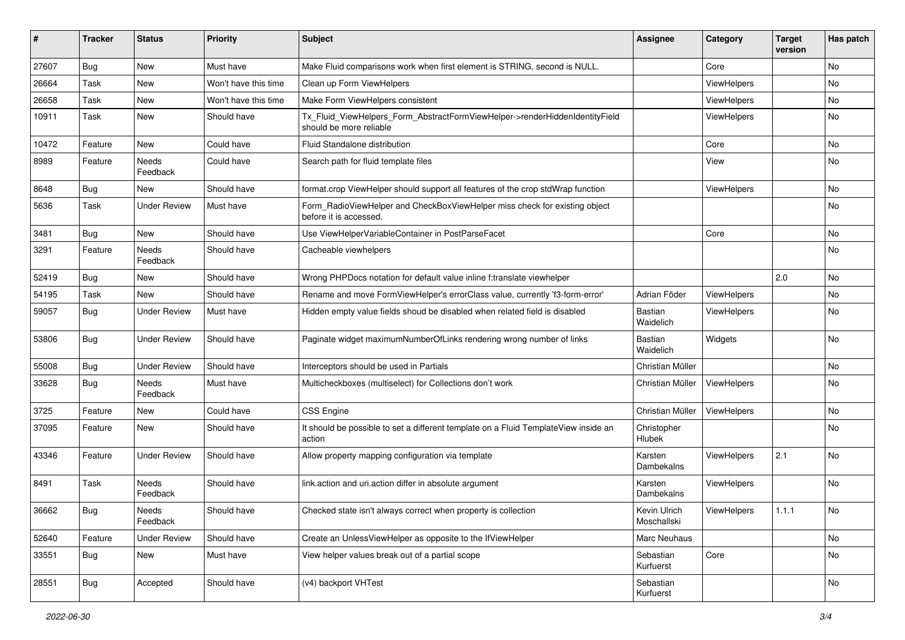| # | Tracker | Status | Priority | Subject | Assignee | Category | Target version | Has patch |
|---|---|---|---|---|---|---|---|---|
| 27607 | Bug | New | Must have | Make Fluid comparisons work when first element is STRING, second is NULL. | | Core | | No |
| 26664 | Task | New | Won't have this time | Clean up Form ViewHelpers | | ViewHelpers | | No |
| 26658 | Task | New | Won't have this time | Make Form ViewHelpers consistent | | ViewHelpers | | No |
| 10911 | Task | New | Should have | Tx_Fluid_ViewHelpers_Form_AbstractFormViewHelper->renderHiddenIdentityField should be more reliable | | ViewHelpers | | No |
| 10472 | Feature | New | Could have | Fluid Standalone distribution | | Core | | No |
| 8989 | Feature | Needs Feedback | Could have | Search path for fluid template files | | View | | No |
| 8648 | Bug | New | Should have | format.crop ViewHelper should support all features of the crop stdWrap function | | ViewHelpers | | No |
| 5636 | Task | Under Review | Must have | Form_RadioViewHelper and CheckBoxViewHelper miss check for existing object before it is accessed. | | | | No |
| 3481 | Bug | New | Should have | Use ViewHelperVariableContainer in PostParseFacet | | Core | | No |
| 3291 | Feature | Needs Feedback | Should have | Cacheable viewhelpers | | | | No |
| 52419 | Bug | New | Should have | Wrong PHPDocs notation for default value inline f:translate viewhelper | | | 2.0 | No |
| 54195 | Task | New | Should have | Rename and move FormViewHelper's errorClass value, currently 'f3-form-error' | Adrian Föder | ViewHelpers | | No |
| 59057 | Bug | Under Review | Must have | Hidden empty value fields shoud be disabled when related field is disabled | Bastian Waidelich | ViewHelpers | | No |
| 53806 | Bug | Under Review | Should have | Paginate widget maximumNumberOfLinks rendering wrong number of links | Bastian Waidelich | Widgets | | No |
| 55008 | Bug | Under Review | Should have | Interceptors should be used in Partials | Christian Müller | | | No |
| 33628 | Bug | Needs Feedback | Must have | Multicheckboxes (multiselect) for Collections don't work | Christian Müller | ViewHelpers | | No |
| 3725 | Feature | New | Could have | CSS Engine | Christian Müller | ViewHelpers | | No |
| 37095 | Feature | New | Should have | It should be possible to set a different template on a Fluid TemplateView inside an action | Christopher Hlubek | | | No |
| 43346 | Feature | Under Review | Should have | Allow property mapping configuration via template | Karsten Dambekalns | ViewHelpers | 2.1 | No |
| 8491 | Task | Needs Feedback | Should have | link.action and uri.action differ in absolute argument | Karsten Dambekalns | ViewHelpers | | No |
| 36662 | Bug | Needs Feedback | Should have | Checked state isn't always correct when property is collection | Kevin Ulrich Moschallski | ViewHelpers | 1.1.1 | No |
| 52640 | Feature | Under Review | Should have | Create an UnlessViewHelper as opposite to the IfViewHelper | Marc Neuhaus | | | No |
| 33551 | Bug | New | Must have | View helper values break out of a partial scope | Sebastian Kurfuerst | Core | | No |
| 28551 | Bug | Accepted | Should have | (v4) backport VHTest | Sebastian Kurfuerst | | | No |

2022-06-30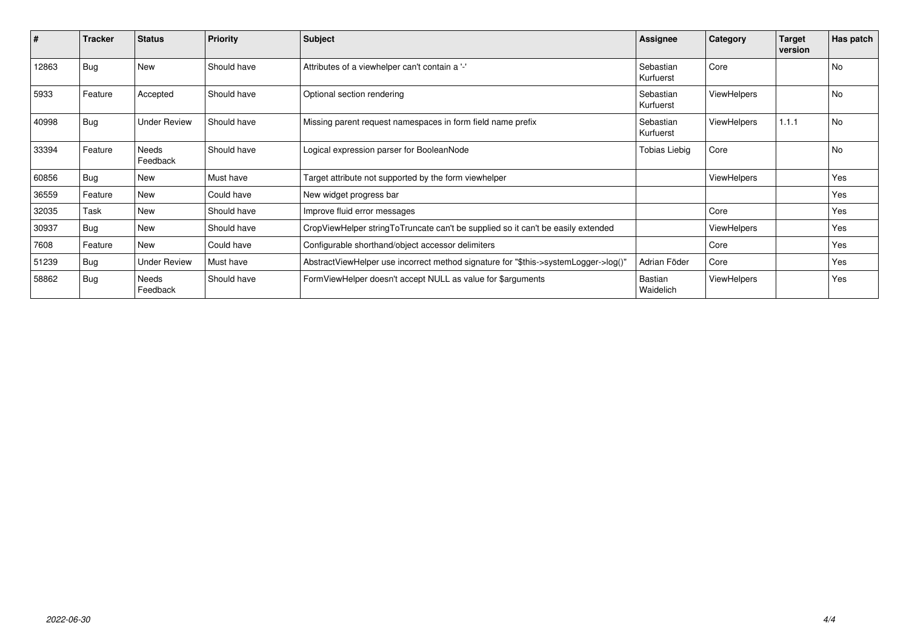| # | Tracker | Status | Priority | Subject | Assignee | Category | Target version | Has patch |
|---|---|---|---|---|---|---|---|---|
| 12863 | Bug | New | Should have | Attributes of a viewhelper can't contain a '-' | Sebastian Kurfuerst | Core | | No |
| 5933 | Feature | Accepted | Should have | Optional section rendering | Sebastian Kurfuerst | ViewHelpers | | No |
| 40998 | Bug | Under Review | Should have | Missing parent request namespaces in form field name prefix | Sebastian Kurfuerst | ViewHelpers | 1.1.1 | No |
| 33394 | Feature | Needs Feedback | Should have | Logical expression parser for BooleanNode | Tobias Liebig | Core | | No |
| 60856 | Bug | New | Must have | Target attribute not supported by the form viewhelper | | ViewHelpers | | Yes |
| 36559 | Feature | New | Could have | New widget progress bar | | | | Yes |
| 32035 | Task | New | Should have | Improve fluid error messages | | Core | | Yes |
| 30937 | Bug | New | Should have | CropViewHelper stringToTruncate can't be supplied so it can't be easily extended | | ViewHelpers | | Yes |
| 7608 | Feature | New | Could have | Configurable shorthand/object accessor delimiters | | Core | | Yes |
| 51239 | Bug | Under Review | Must have | AbstractViewHelper use incorrect method signature for "$this->systemLogger->log()" | Adrian Föder | Core | | Yes |
| 58862 | Bug | Needs Feedback | Should have | FormViewHelper doesn't accept NULL as value for $arguments | Bastian Waidelich | ViewHelpers | | Yes |